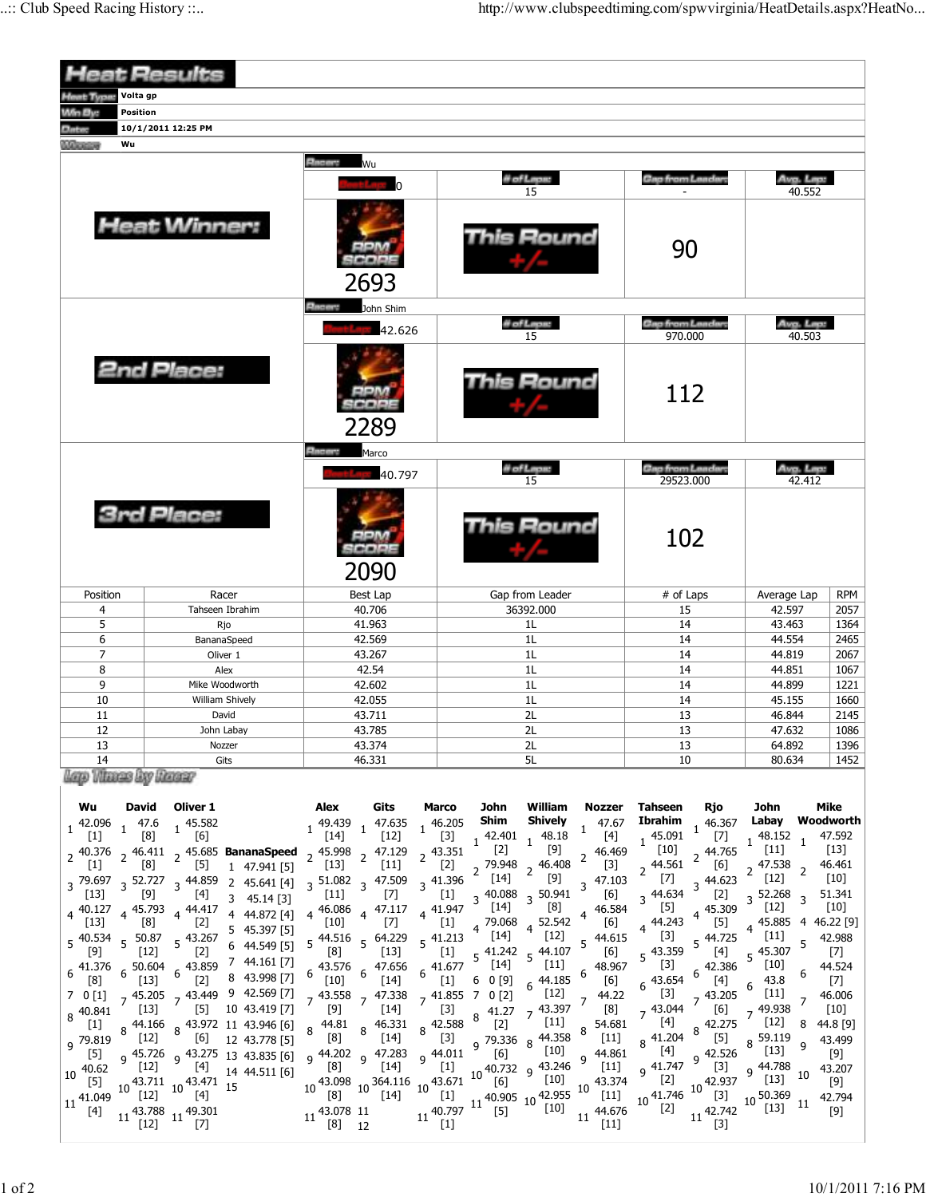# Heat Results

**Heat Type:** Volta gp
**Win By:** Position
**Date:** 10/1/2011 12:25 PM
**Winner:** Wu

| Place | Racer | Best Lap | # of Laps | Gap from Leader | Avg. Lap | RPM Score | This Round +/- |
|---|---|---|---|---|---|---|---|
| Heat Winner: | Wu | 0 | 15 | - | 40.552 | 2693 | 90 |
| 2nd Place: | John Shim | 42.626 | 15 | 970.000 | 40.503 | 2289 | 112 |
| 3rd Place: | Marco | 40.797 | 15 | 29523.000 | 42.412 | 2090 | 102 |

| Position | Racer | Best Lap | Gap from Leader | # of Laps | Average Lap | RPM |
|---|---|---|---|---|---|---|
| 4 | Tahseen Ibrahim | 40.706 | 36392.000 | 15 | 42.597 | 2057 |
| 5 | Rjo | 41.963 | 1L | 14 | 43.463 | 1364 |
| 6 | BananaSpeed | 42.569 | 1L | 14 | 44.554 | 2465 |
| 7 | Oliver 1 | 43.267 | 1L | 14 | 44.819 | 2067 |
| 8 | Alex | 42.54 | 1L | 14 | 44.851 | 1067 |
| 9 | Mike Woodworth | 42.602 | 1L | 14 | 44.899 | 1221 |
| 10 | William Shively | 42.055 | 1L | 14 | 45.155 | 1660 |
| 11 | David | 43.711 | 2L | 13 | 46.844 | 2145 |
| 12 | John Labay | 43.785 | 2L | 13 | 47.632 | 1086 |
| 13 | Nozzer | 43.374 | 2L | 13 | 64.892 | 1396 |
| 14 | Gits | 46.331 | 5L | 10 | 80.634 | 1452 |

## Lap Times by Racer

| Lap | Wu | David | Oliver 1 | BananaSpeed | Alex | Gits | Marco | John Shim | William Shively | Nozzer | Tahseen Ibrahim | Rjo | John Labay | Mike Woodworth |
|---|---|---|---|---|---|---|---|---|---|---|---|---|---|---|
| 1 | 42.096 [1] | 47.6 [8] | 45.582 [6] | 47.941 [5] | 49.439 [14] | 47.635 [12] | 46.205 [3] | 42.401 [2] | 48.18 [9] | 47.67 [4] | 45.091 [10] | 46.367 [7] | 48.152 [11] | 47.592 [13] |
| 2 | 40.376 [1] | 46.411 [8] | 45.685 [5] | 45.641 [4] | 45.998 [13] | 47.129 [11] | 43.351 [2] | 79.948 [14] | 46.408 [9] | 46.469 [3] | 44.561 [7] | 44.765 [6] | 47.538 [12] | 46.461 [10] |
| 3 | 79.697 [13] | 52.727 [9] | 44.859 [4] | 45.14 [3] | 51.082 [11] | 47.509 [7] | 41.396 [1] | 40.088 [14] | 50.941 [8] | 47.103 [6] | 44.634 [5] | 44.623 [2] | 52.268 [12] | 51.341 [10] |
| 4 | 40.127 [13] | 45.793 [8] | 44.417 [2] | 44.872 [4] | 46.086 [10] | 47.117 [7] | 41.947 [1] | 79.068 [14] | 52.542 [12] | 46.584 [6] | 44.243 [3] | 45.309 [5] | 45.885 [11] | 46.22 [9] |
| 5 | 40.534 [9] | 50.87 [12] | 43.267 [2] | 45.397 [5] | 44.516 [8] | 64.229 [13] | 41.213 [1] | 41.242 [14] | 44.107 [11] | 44.615 [6] | 43.359 [3] | 44.725 [4] | 45.307 [10] | 42.988 [7] |
| 6 | 41.376 [8] | 50.604 [13] | 43.859 [2] | 44.549 [5] | 43.576 [10] | 47.656 [14] | 41.677 [1] | 0 [9] | 44.185 [12] | 48.967 [6] | 43.654 [3] | 42.386 [4] | 43.8 [11] | 44.524 [7] |
| 7 | 0 [1] | 45.205 [13] | 43.449 [5] | 44.161 [7] | 43.558 [9] | 47.338 [14] | 41.855 [3] | 0 [2] | 43.397 [11] | 44.22 [8] | 43.044 [4] | 43.205 [6] | 49.938 [12] | 46.006 [10] |
| 8 | 40.841 [1] | 44.166 [12] | 43.972 [6] | 43.998 [7] | 44.81 [8] | 46.331 [14] | 42.588 [3] | 41.27 [2] | 44.358 [10] | 54.681 [11] | 41.204 [4] | 42.275 [5] | 59.119 [13] | 44.8 [9] |
| 9 | 79.819 [5] | 45.726 [12] | 43.275 [4] | 42.569 [7] | 44.202 [8] | 47.283 [14] | 44.011 [1] | 79.336 [6] | 43.246 [10] | 44.861 [11] | 41.747 [2] | 42.526 [3] | 44.788 [13] | 43.499 [9] |
| 10 | 40.62 [5] | 43.711 [12] | 43.471 [4] | 43.419 [7] | 43.098 [8] | 364.116 [14] | 43.671 [1] | 40.732 [6] | 42.955 [10] | 43.374 [11] | 41.746 [2] | 42.937 [3] | 50.369 [13] | 43.207 [9] |
| 11 | 41.049 [4] | 43.788 [12] | 49.301 [7] | 43.946 [6] | 43.078 [8] | | 40.797 [1] | 40.905 [5] | | 44.676 [11] | | 42.742 [3] | | 42.794 [9] |
| 12 | | | | 43.778 [5] | | | | | | | | | | |
| 13 | | | | 43.835 [6] | | | | | | | | | | |
| 14 | | | | 44.511 [6] | | | | | | | | | | |
| 15 | | | | | | | | | | | | | | |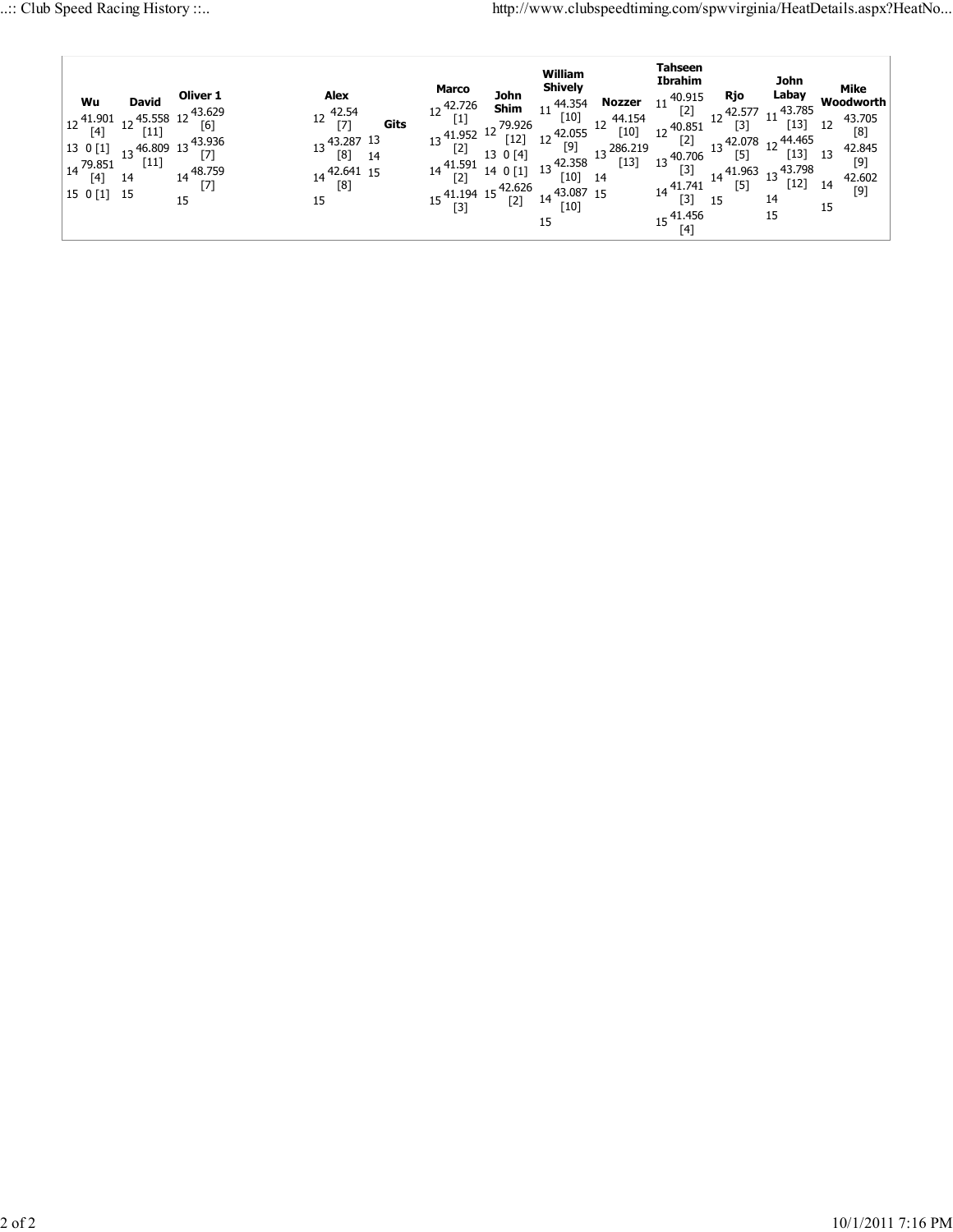| Lap | Wu | David | Oliver 1 | Alex | Gits | Marco | John Shim | William Shively | Nozzer | Tahseen Ibrahim | Rjo | John Labay | Mike Woodworth |
|---|---|---|---|---|---|---|---|---|---|---|---|---|---|
| 11 | | | | | | | | 44.354 [10] | | 40.915 [2] | | 43.785 [13] | |
| 12 | 41.901 [4] | 45.558 [11] | 43.629 [6] | 42.54 [7] | | 42.726 [1] | 79.926 [12] | 42.055 [9] | 44.154 [10] | 40.851 [2] | 42.577 [3] | 44.465 [13] | 43.705 [8] |
| 13 | 0 [1] | 46.809 [11] | 43.936 [7] | 43.287 [8] | | 41.952 [2] | 0 [4] | 42.358 [10] | 286.219 [13] | 40.706 [3] | 42.078 [5] | 43.798 [12] | 42.845 [9] |
| 14 | 79.851 [4] | | 48.759 [7] | 42.641 [8] | | 41.591 [2] | 0 [1] | 43.087 [10] | | 41.741 [3] | 41.963 [5] | | 42.602 [9] |
| 15 | 0 [1] | | | | | 41.194 [3] | 42.626 [2] | | | 41.456 [4] | | | |